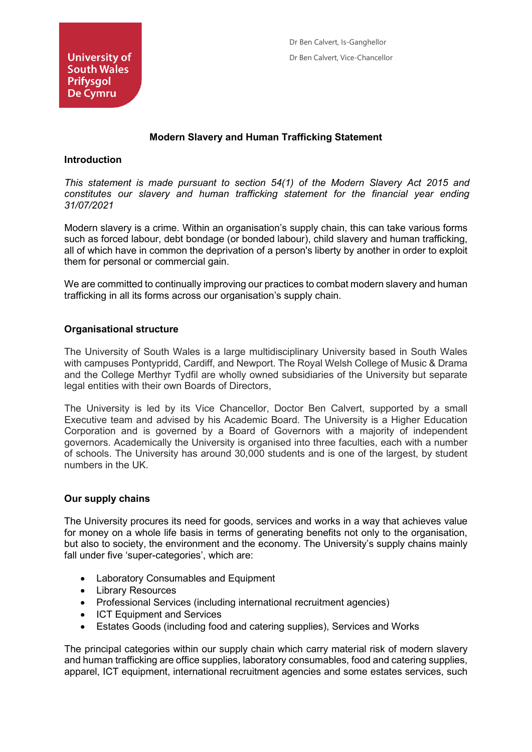University of South Wales
Prifysgol De Cymru

Dr Ben Calvert, Is-Ganghellor

Dr Ben Calvert, Vice-Chancellor

# Modern Slavery and Human Trafficking Statement

## Introduction

*This statement is made pursuant to section 54(1) of the Modern Slavery Act 2015 and constitutes our slavery and human trafficking statement for the financial year ending 31/07/2021*

Modern slavery is a crime. Within an organisation's supply chain, this can take various forms such as forced labour, debt bondage (or bonded labour), child slavery and human trafficking, all of which have in common the deprivation of a person's liberty by another in order to exploit them for personal or commercial gain.

We are committed to continually improving our practices to combat modern slavery and human trafficking in all its forms across our organisation's supply chain.

## Organisational structure

The University of South Wales is a large multidisciplinary University based in South Wales with campuses Pontypridd, Cardiff, and Newport. The Royal Welsh College of Music & Drama and the College Merthyr Tydfil are wholly owned subsidiaries of the University but separate legal entities with their own Boards of Directors,

The University is led by its Vice Chancellor, Doctor Ben Calvert, supported by a small Executive team and advised by his Academic Board. The University is a Higher Education Corporation and is governed by a Board of Governors with a majority of independent governors. Academically the University is organised into three faculties, each with a number of schools. The University has around 30,000 students and is one of the largest, by student numbers in the UK.

## Our supply chains

The University procures its need for goods, services and works in a way that achieves value for money on a whole life basis in terms of generating benefits not only to the organisation, but also to society, the environment and the economy. The University's supply chains mainly fall under five 'super-categories', which are:

- Laboratory Consumables and Equipment
- Library Resources
- Professional Services (including international recruitment agencies)
- ICT Equipment and Services
- Estates Goods (including food and catering supplies), Services and Works

The principal categories within our supply chain which carry material risk of modern slavery and human trafficking are office supplies, laboratory consumables, food and catering supplies, apparel, ICT equipment, international recruitment agencies and some estates services, such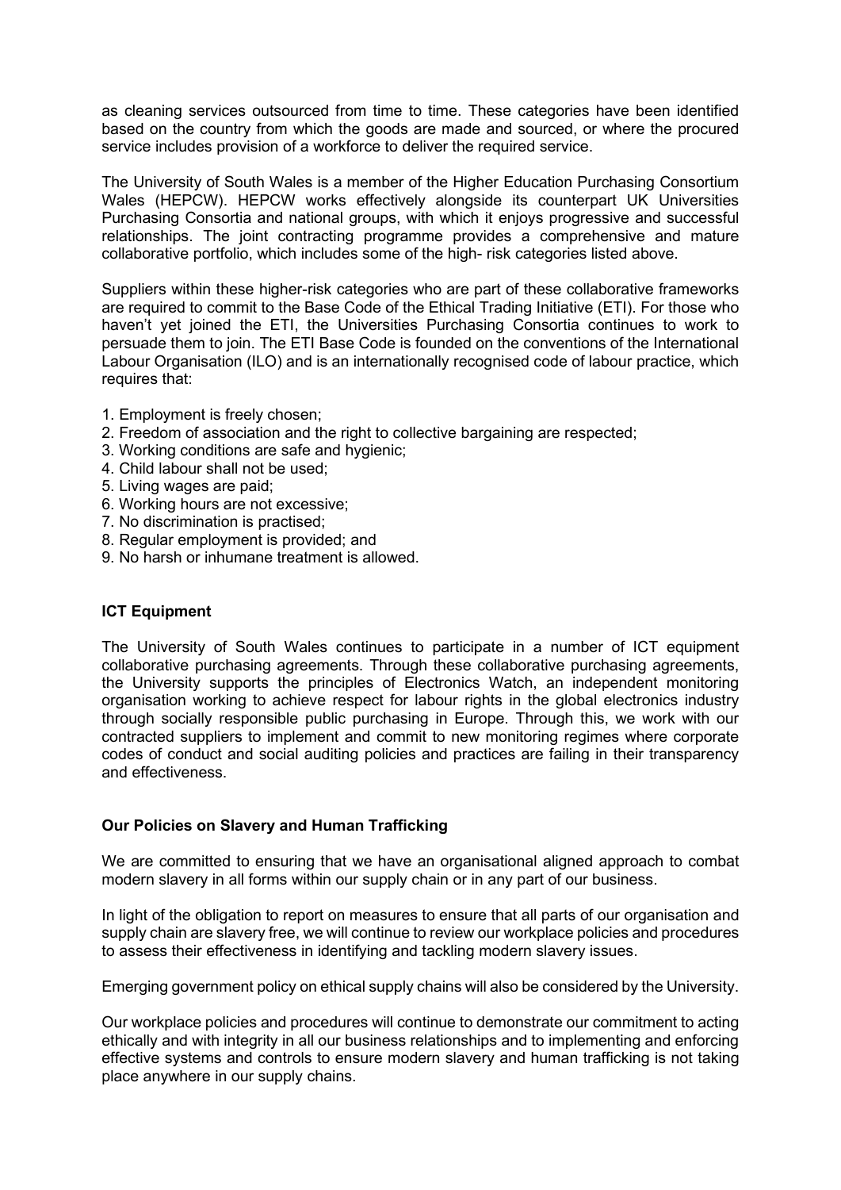as cleaning services outsourced from time to time. These categories have been identified based on the country from which the goods are made and sourced, or where the procured service includes provision of a workforce to deliver the required service.

The University of South Wales is a member of the Higher Education Purchasing Consortium Wales (HEPCW). HEPCW works effectively alongside its counterpart UK Universities Purchasing Consortia and national groups, with which it enjoys progressive and successful relationships. The joint contracting programme provides a comprehensive and mature collaborative portfolio, which includes some of the high- risk categories listed above.

Suppliers within these higher-risk categories who are part of these collaborative frameworks are required to commit to the Base Code of the Ethical Trading Initiative (ETI). For those who haven't yet joined the ETI, the Universities Purchasing Consortia continues to work to persuade them to join. The ETI Base Code is founded on the conventions of the International Labour Organisation (ILO) and is an internationally recognised code of labour practice, which requires that:

1. Employment is freely chosen;
2. Freedom of association and the right to collective bargaining are respected;
3. Working conditions are safe and hygienic;
4. Child labour shall not be used;
5. Living wages are paid;
6. Working hours are not excessive;
7. No discrimination is practised;
8. Regular employment is provided; and
9. No harsh or inhumane treatment is allowed.

**ICT Equipment**

The University of South Wales continues to participate in a number of ICT equipment collaborative purchasing agreements. Through these collaborative purchasing agreements, the University supports the principles of Electronics Watch, an independent monitoring organisation working to achieve respect for labour rights in the global electronics industry through socially responsible public purchasing in Europe. Through this, we work with our contracted suppliers to implement and commit to new monitoring regimes where corporate codes of conduct and social auditing policies and practices are failing in their transparency and effectiveness.

**Our Policies on Slavery and Human Trafficking**

We are committed to ensuring that we have an organisational aligned approach to combat modern slavery in all forms within our supply chain or in any part of our business.

In light of the obligation to report on measures to ensure that all parts of our organisation and supply chain are slavery free, we will continue to review our workplace policies and procedures to assess their effectiveness in identifying and tackling modern slavery issues.

Emerging government policy on ethical supply chains will also be considered by the University.

Our workplace policies and procedures will continue to demonstrate our commitment to acting ethically and with integrity in all our business relationships and to implementing and enforcing effective systems and controls to ensure modern slavery and human trafficking is not taking place anywhere in our supply chains.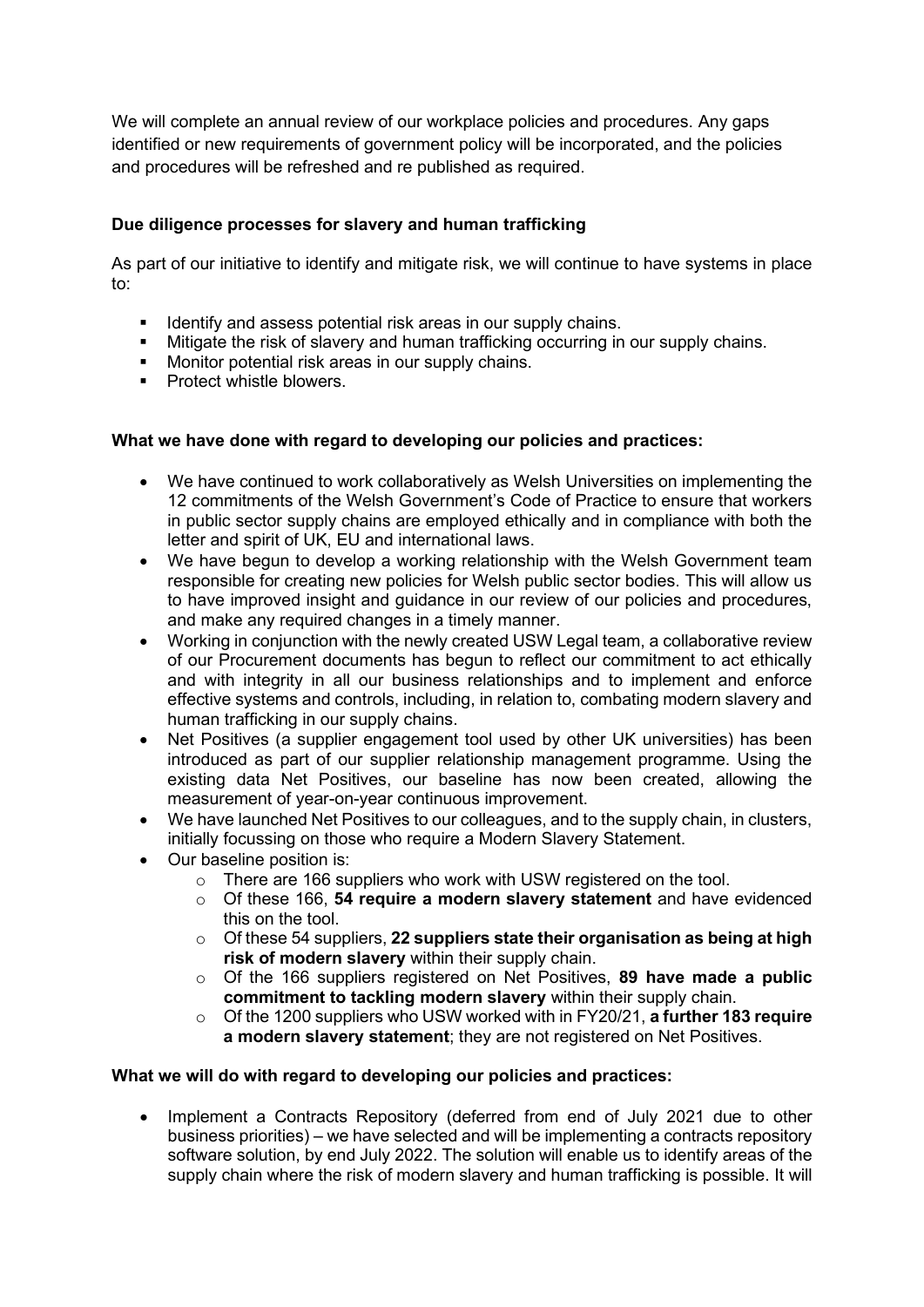We will complete an annual review of our workplace policies and procedures. Any gaps identified or new requirements of government policy will be incorporated, and the policies and procedures will be refreshed and re published as required.

**Due diligence processes for slavery and human trafficking**

As part of our initiative to identify and mitigate risk, we will continue to have systems in place to:

- Identify and assess potential risk areas in our supply chains.
- Mitigate the risk of slavery and human trafficking occurring in our supply chains.
- Monitor potential risk areas in our supply chains.
- Protect whistle blowers.

**What we have done with regard to developing our policies and practices:**

- We have continued to work collaboratively as Welsh Universities on implementing the 12 commitments of the Welsh Government's Code of Practice to ensure that workers in public sector supply chains are employed ethically and in compliance with both the letter and spirit of UK, EU and international laws.
- We have begun to develop a working relationship with the Welsh Government team responsible for creating new policies for Welsh public sector bodies. This will allow us to have improved insight and guidance in our review of our policies and procedures, and make any required changes in a timely manner.
- Working in conjunction with the newly created USW Legal team, a collaborative review of our Procurement documents has begun to reflect our commitment to act ethically and with integrity in all our business relationships and to implement and enforce effective systems and controls, including, in relation to, combating modern slavery and human trafficking in our supply chains.
- Net Positives (a supplier engagement tool used by other UK universities) has been introduced as part of our supplier relationship management programme. Using the existing data Net Positives, our baseline has now been created, allowing the measurement of year-on-year continuous improvement.
- We have launched Net Positives to our colleagues, and to the supply chain, in clusters, initially focussing on those who require a Modern Slavery Statement.
- Our baseline position is:
  - There are 166 suppliers who work with USW registered on the tool.
  - Of these 166, **54 require a modern slavery statement** and have evidenced this on the tool.
  - Of these 54 suppliers, **22 suppliers state their organisation as being at high risk of modern slavery** within their supply chain.
  - Of the 166 suppliers registered on Net Positives, **89 have made a public commitment to tackling modern slavery** within their supply chain.
  - Of the 1200 suppliers who USW worked with in FY20/21, **a further 183 require a modern slavery statement**; they are not registered on Net Positives.

**What we will do with regard to developing our policies and practices:**

- Implement a Contracts Repository (deferred from end of July 2021 due to other business priorities) – we have selected and will be implementing a contracts repository software solution, by end July 2022. The solution will enable us to identify areas of the supply chain where the risk of modern slavery and human trafficking is possible. It will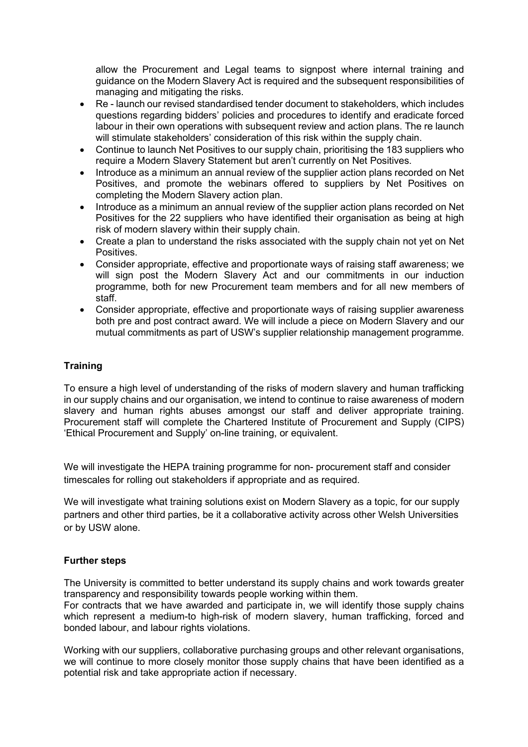allow the Procurement and Legal teams to signpost where internal training and guidance on the Modern Slavery Act is required and the subsequent responsibilities of managing and mitigating the risks.

- Re - launch our revised standardised tender document to stakeholders, which includes questions regarding bidders' policies and procedures to identify and eradicate forced labour in their own operations with subsequent review and action plans. The re launch will stimulate stakeholders' consideration of this risk within the supply chain.
- Continue to launch Net Positives to our supply chain, prioritising the 183 suppliers who require a Modern Slavery Statement but aren't currently on Net Positives.
- Introduce as a minimum an annual review of the supplier action plans recorded on Net Positives, and promote the webinars offered to suppliers by Net Positives on completing the Modern Slavery action plan.
- Introduce as a minimum an annual review of the supplier action plans recorded on Net Positives for the 22 suppliers who have identified their organisation as being at high risk of modern slavery within their supply chain.
- Create a plan to understand the risks associated with the supply chain not yet on Net Positives.
- Consider appropriate, effective and proportionate ways of raising staff awareness; we will sign post the Modern Slavery Act and our commitments in our induction programme, both for new Procurement team members and for all new members of staff.
- Consider appropriate, effective and proportionate ways of raising supplier awareness both pre and post contract award. We will include a piece on Modern Slavery and our mutual commitments as part of USW's supplier relationship management programme.

**Training**

To ensure a high level of understanding of the risks of modern slavery and human trafficking in our supply chains and our organisation, we intend to continue to raise awareness of modern slavery and human rights abuses amongst our staff and deliver appropriate training. Procurement staff will complete the Chartered Institute of Procurement and Supply (CIPS) 'Ethical Procurement and Supply' on-line training, or equivalent.

We will investigate the HEPA training programme for non- procurement staff and consider timescales for rolling out stakeholders if appropriate and as required.

We will investigate what training solutions exist on Modern Slavery as a topic, for our supply partners and other third parties, be it a collaborative activity across other Welsh Universities or by USW alone.

**Further steps**

The University is committed to better understand its supply chains and work towards greater transparency and responsibility towards people working within them.
For contracts that we have awarded and participate in, we will identify those supply chains which represent a medium-to high-risk of modern slavery, human trafficking, forced and bonded labour, and labour rights violations.

Working with our suppliers, collaborative purchasing groups and other relevant organisations, we will continue to more closely monitor those supply chains that have been identified as a potential risk and take appropriate action if necessary.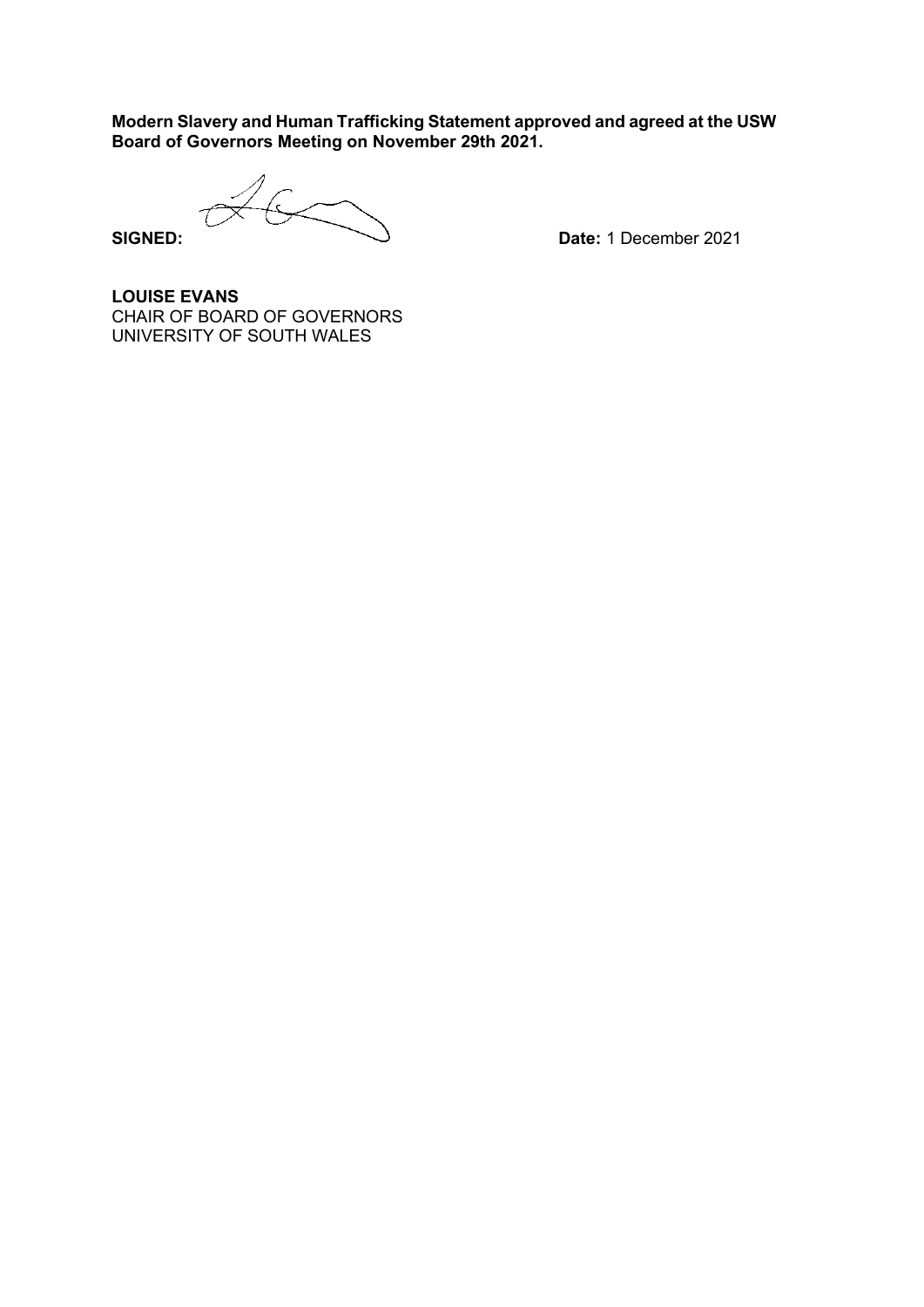**Modern Slavery and Human Trafficking Statement approved and agreed at the USW Board of Governors Meeting on November 29th 2021.**

**SIGNED:** **Date:** 1 December 2021

**LOUISE EVANS**
CHAIR OF BOARD OF GOVERNORS
UNIVERSITY OF SOUTH WALES